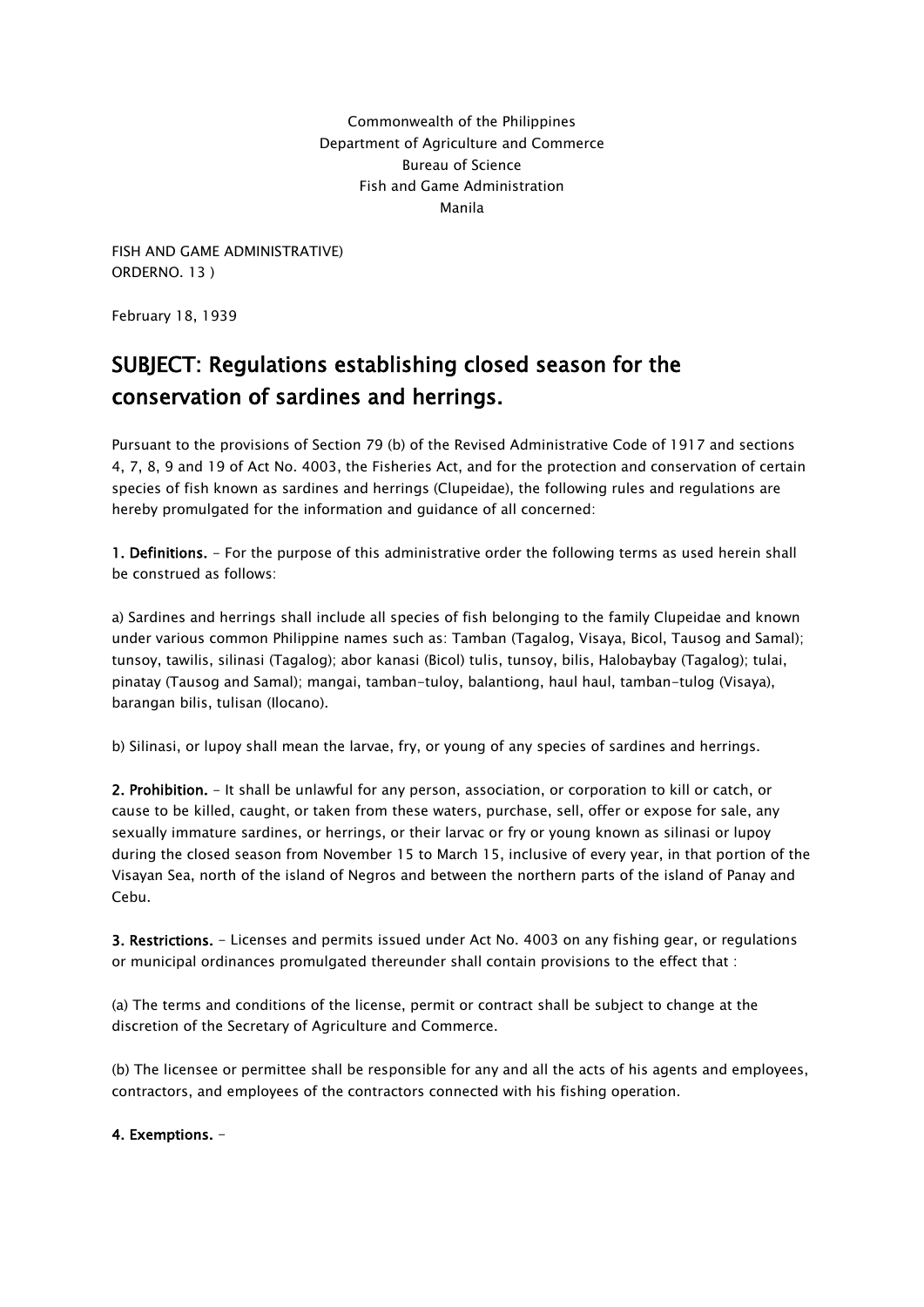Commonwealth of the Philippines
Department of Agriculture and Commerce
Bureau of Science
Fish and Game Administration
Manila

FISH AND GAME ADMINISTRATIVE)
ORDERNO. 13 )

February 18, 1939

## SUBJECT: Regulations establishing closed season for the conservation of sardines and herrings.

Pursuant to the provisions of Section 79 (b) of the Revised Administrative Code of 1917 and sections 4, 7, 8, 9 and 19 of Act No. 4003, the Fisheries Act, and for the protection and conservation of certain species of fish known as sardines and herrings (Clupeidae), the following rules and regulations are hereby promulgated for the information and guidance of all concerned:

**1. Definitions.** - For the purpose of this administrative order the following terms as used herein shall be construed as follows:

a) Sardines and herrings shall include all species of fish belonging to the family Clupeidae and known under various common Philippine names such as: Tamban (Tagalog, Visaya, Bicol, Tausog and Samal); tunsoy, tawilis, silinasi (Tagalog); abor kanasi (Bicol) tulis, tunsoy, bilis, Halobaybay (Tagalog); tulai, pinatay (Tausog and Samal); mangai, tamban-tuloy, balantiong, haul haul, tamban-tulog (Visaya), barangan bilis, tulisan (Ilocano).

b) Silinasi, or lupoy shall mean the larvae, fry, or young of any species of sardines and herrings.

**2. Prohibition.** - It shall be unlawful for any person, association, or corporation to kill or catch, or cause to be killed, caught, or taken from these waters, purchase, sell, offer or expose for sale, any sexually immature sardines, or herrings, or their larvac or fry or young known as silinasi or lupoy during the closed season from November 15 to March 15, inclusive of every year, in that portion of the Visayan Sea, north of the island of Negros and between the northern parts of the island of Panay and Cebu.

**3. Restrictions.** - Licenses and permits issued under Act No. 4003 on any fishing gear, or regulations or municipal ordinances promulgated thereunder shall contain provisions to the effect that :

(a) The terms and conditions of the license, permit or contract shall be subject to change at the discretion of the Secretary of Agriculture and Commerce.

(b) The licensee or permittee shall be responsible for any and all the acts of his agents and employees, contractors, and employees of the contractors connected with his fishing operation.

**4. Exemptions.** -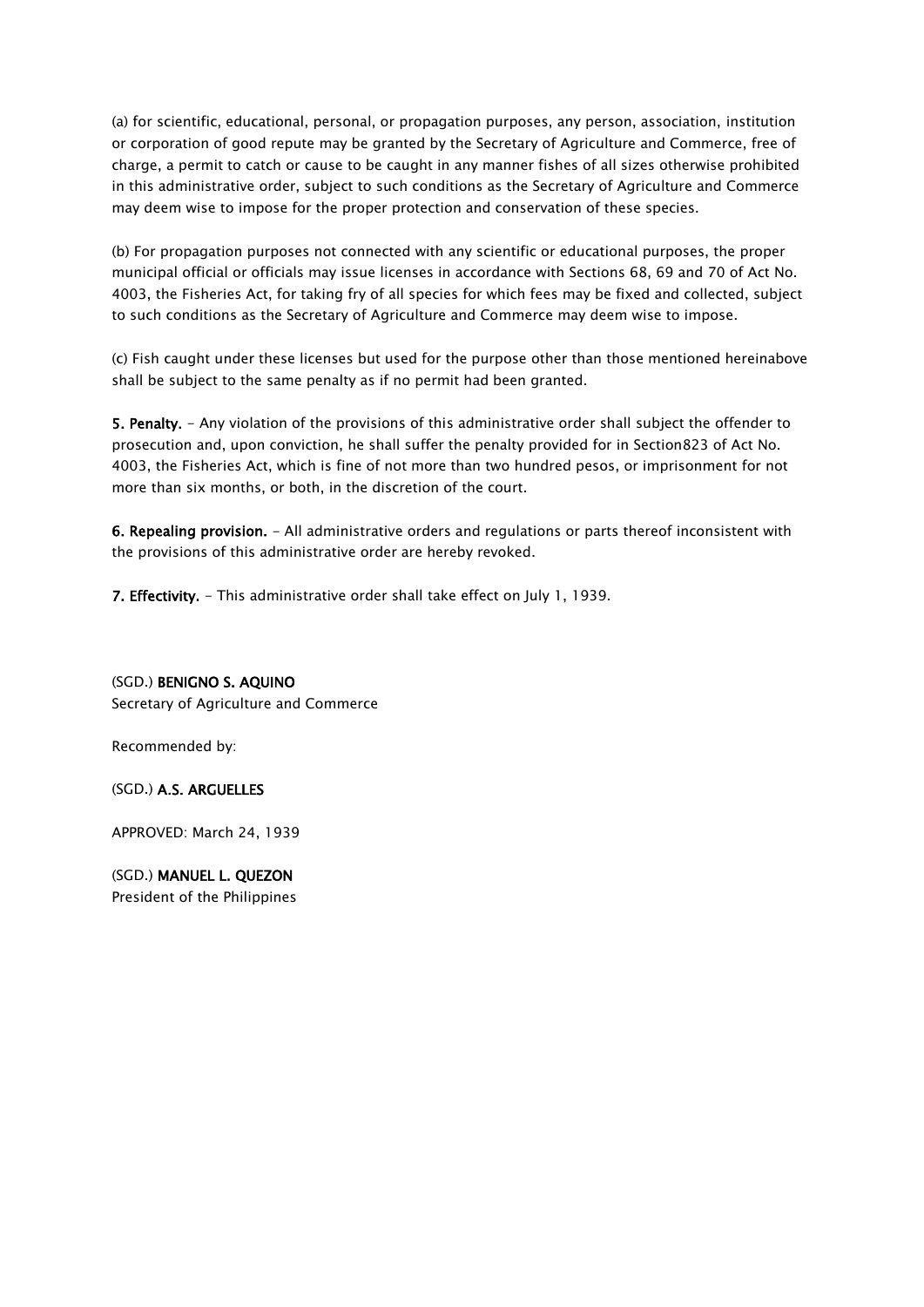(a) for scientific, educational, personal, or propagation purposes, any person, association, institution or corporation of good repute may be granted by the Secretary of Agriculture and Commerce, free of charge, a permit to catch or cause to be caught in any manner fishes of all sizes otherwise prohibited in this administrative order, subject to such conditions as the Secretary of Agriculture and Commerce may deem wise to impose for the proper protection and conservation of these species.

(b) For propagation purposes not connected with any scientific or educational purposes, the proper municipal official or officials may issue licenses in accordance with Sections 68, 69 and 70 of Act No. 4003, the Fisheries Act, for taking fry of all species for which fees may be fixed and collected, subject to such conditions as the Secretary of Agriculture and Commerce may deem wise to impose.

(c) Fish caught under these licenses but used for the purpose other than those mentioned hereinabove shall be subject to the same penalty as if no permit had been granted.

**5. Penalty.** - Any violation of the provisions of this administrative order shall subject the offender to prosecution and, upon conviction, he shall suffer the penalty provided for in Section823 of Act No. 4003, the Fisheries Act, which is fine of not more than two hundred pesos, or imprisonment for not more than six months, or both, in the discretion of the court.

**6. Repealing provision.** - All administrative orders and regulations or parts thereof inconsistent with the provisions of this administrative order are hereby revoked.

**7. Effectivity.** - This administrative order shall take effect on July 1, 1939.

(SGD.) **BENIGNO S. AQUINO**
Secretary of Agriculture and Commerce

Recommended by:

(SGD.) **A.S. ARGUELLES**

APPROVED: March 24, 1939

(SGD.) **MANUEL L. QUEZON**
President of the Philippines